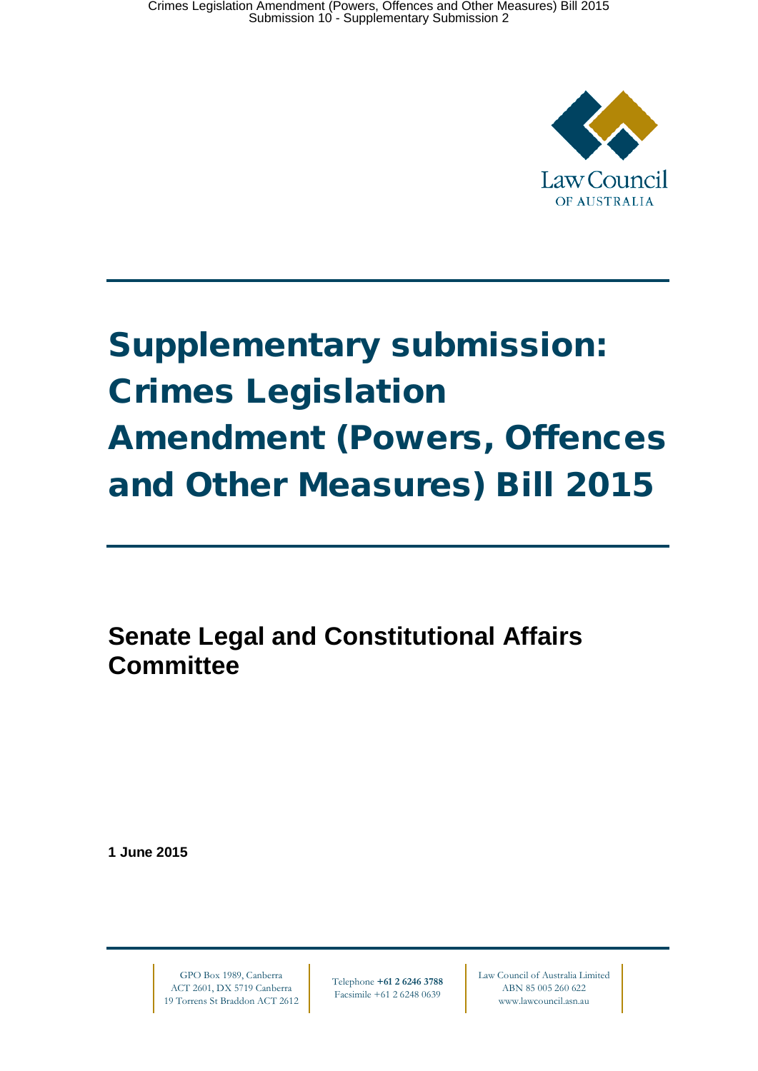Law Council OF AUSTRALIA

# Supplementary submission: Crimes Legislation Amendment (Powers, Offences and Other Measures) Bill 2015

## Senate Legal and Constitutional Affairs Committee

**1 June 2015**

GPO Box 1989, Canberra ACT 2601, DX 5719 Canberra 19 Torrens St Braddon ACT 2612

Telephone **+61 2 6246 3788** Facsimile +61 2 6248 0639

Law Council of Australia Limited ABN 85 005 260 622 www.lawcouncil.asn.au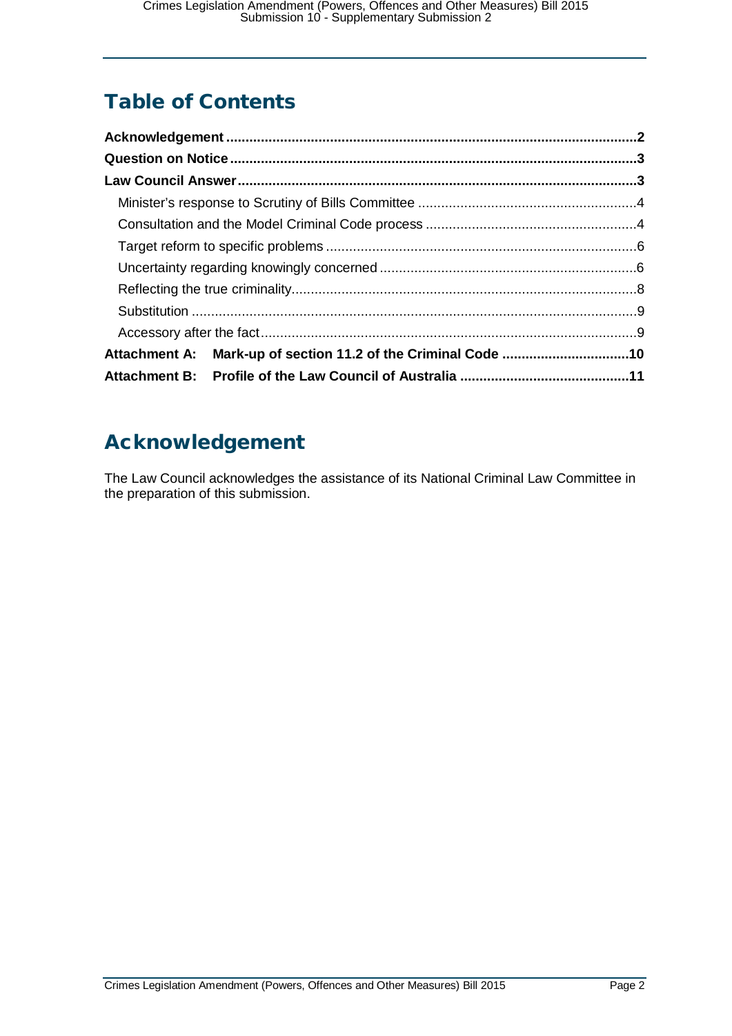## Table of Contents

**Acknowledgement** .......... **2**

**Question on Notice** .......... **3**

**Law Council Answer** .......... **3**

- Minister's response to Scrutiny of Bills Committee .......... 4
- Consultation and the Model Criminal Code process .......... 4
- Target reform to specific problems .......... 6
- Uncertainty regarding knowingly concerned .......... 6
- Reflecting the true criminality .......... 8
- Substitution .......... 9
- Accessory after the fact .......... 9

**Attachment A: Mark-up of section 11.2 of the Criminal Code** .......... **10**

**Attachment B: Profile of the Law Council of Australia** .......... **11**

## Acknowledgement

The Law Council acknowledges the assistance of its National Criminal Law Committee in the preparation of this submission.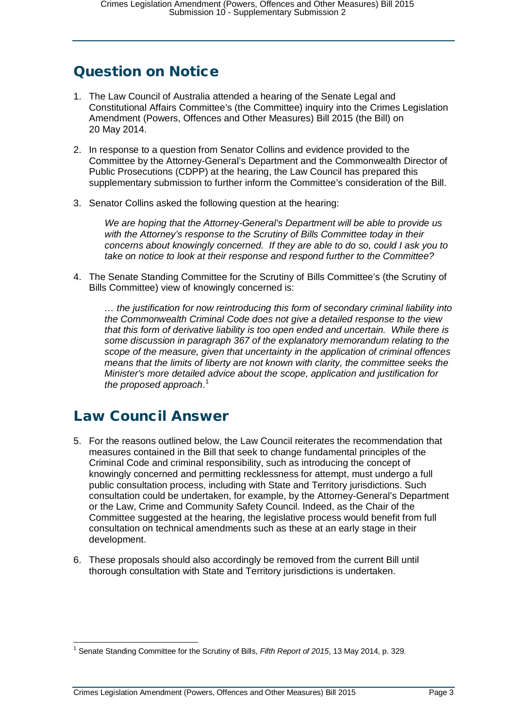## Question on Notice

1. The Law Council of Australia attended a hearing of the Senate Legal and Constitutional Affairs Committee's (the Committee) inquiry into the Crimes Legislation Amendment (Powers, Offences and Other Measures) Bill 2015 (the Bill) on 20 May 2014.

2. In response to a question from Senator Collins and evidence provided to the Committee by the Attorney-General's Department and the Commonwealth Director of Public Prosecutions (CDPP) at the hearing, the Law Council has prepared this supplementary submission to further inform the Committee's consideration of the Bill.

3. Senator Collins asked the following question at the hearing:

   > *We are hoping that the Attorney-General's Department will be able to provide us with the Attorney's response to the Scrutiny of Bills Committee today in their concerns about knowingly concerned. If they are able to do so, could I ask you to take on notice to look at their response and respond further to the Committee?*

4. The Senate Standing Committee for the Scrutiny of Bills Committee's (the Scrutiny of Bills Committee) view of knowingly concerned is:

   > *… the justification for now reintroducing this form of secondary criminal liability into the Commonwealth Criminal Code does not give a detailed response to the view that this form of derivative liability is too open ended and uncertain. While there is some discussion in paragraph 367 of the explanatory memorandum relating to the scope of the measure, given that uncertainty in the application of criminal offences means that the limits of liberty are not known with clarity, the committee seeks the Minister's more detailed advice about the scope, application and justification for the proposed approach.*[1]

## Law Council Answer

5. For the reasons outlined below, the Law Council reiterates the recommendation that measures contained in the Bill that seek to change fundamental principles of the Criminal Code and criminal responsibility, such as introducing the concept of knowingly concerned and permitting recklessness for attempt, must undergo a full public consultation process, including with State and Territory jurisdictions. Such consultation could be undertaken, for example, by the Attorney-General's Department or the Law, Crime and Community Safety Council. Indeed, as the Chair of the Committee suggested at the hearing, the legislative process would benefit from full consultation on technical amendments such as these at an early stage in their development.

6. These proposals should also accordingly be removed from the current Bill until thorough consultation with State and Territory jurisdictions is undertaken.

---

[1] Senate Standing Committee for the Scrutiny of Bills, *Fifth Report of 2015*, 13 May 2014, p. 329.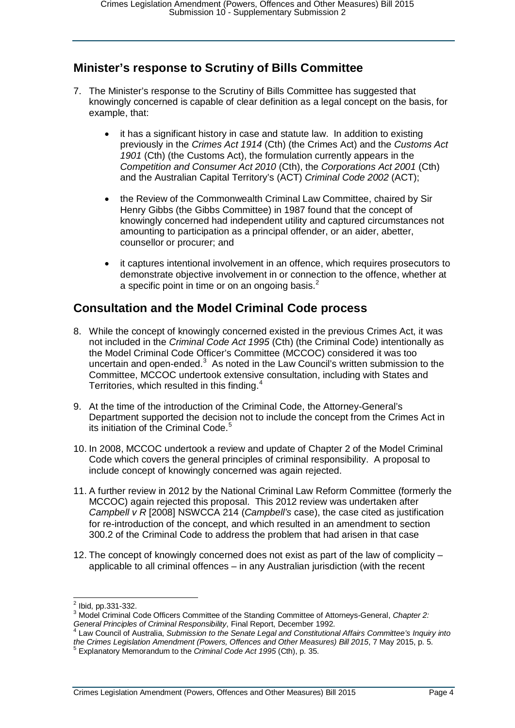## Minister's response to Scrutiny of Bills Committee

7. The Minister's response to the Scrutiny of Bills Committee has suggested that knowingly concerned is capable of clear definition as a legal concept on the basis, for example, that:

    - it has a significant history in case and statute law. In addition to existing previously in the *Crimes Act 1914* (Cth) (the Crimes Act) and the *Customs Act 1901* (Cth) (the Customs Act), the formulation currently appears in the *Competition and Consumer Act 2010* (Cth), the *Corporations Act 2001* (Cth) and the Australian Capital Territory's (ACT) *Criminal Code 2002* (ACT);

    - the Review of the Commonwealth Criminal Law Committee, chaired by Sir Henry Gibbs (the Gibbs Committee) in 1987 found that the concept of knowingly concerned had independent utility and captured circumstances not amounting to participation as a principal offender, or an aider, abetter, counsellor or procurer; and

    - it captures intentional involvement in an offence, which requires prosecutors to demonstrate objective involvement in or connection to the offence, whether at a specific point in time or on an ongoing basis.[2]

## Consultation and the Model Criminal Code process

8. While the concept of knowingly concerned existed in the previous Crimes Act, it was not included in the *Criminal Code Act 1995* (Cth) (the Criminal Code) intentionally as the Model Criminal Code Officer's Committee (MCCOC) considered it was too uncertain and open-ended.[3] As noted in the Law Council's written submission to the Committee, MCCOC undertook extensive consultation, including with States and Territories, which resulted in this finding.[4]

9. At the time of the introduction of the Criminal Code, the Attorney-General's Department supported the decision not to include the concept from the Crimes Act in its initiation of the Criminal Code.[5]

10. In 2008, MCCOC undertook a review and update of Chapter 2 of the Model Criminal Code which covers the general principles of criminal responsibility. A proposal to include concept of knowingly concerned was again rejected.

11. A further review in 2012 by the National Criminal Law Reform Committee (formerly the MCCOC) again rejected this proposal. This 2012 review was undertaken after *Campbell v R* [2008] NSWCCA 214 (*Campbell's* case), the case cited as justification for re-introduction of the concept, and which resulted in an amendment to section 300.2 of the Criminal Code to address the problem that had arisen in that case

12. The concept of knowingly concerned does not exist as part of the law of complicity – applicable to all criminal offences – in any Australian jurisdiction (with the recent

---

[2] Ibid, pp.331-332.

[3] Model Criminal Code Officers Committee of the Standing Committee of Attorneys-General, *Chapter 2: General Principles of Criminal Responsibility*, Final Report, December 1992.

[4] Law Council of Australia, *Submission to the Senate Legal and Constitutional Affairs Committee's Inquiry into the Crimes Legislation Amendment (Powers, Offences and Other Measures) Bill 2015*, 7 May 2015, p. 5.

[5] Explanatory Memorandum to the *Criminal Code Act 1995* (Cth), p. 35.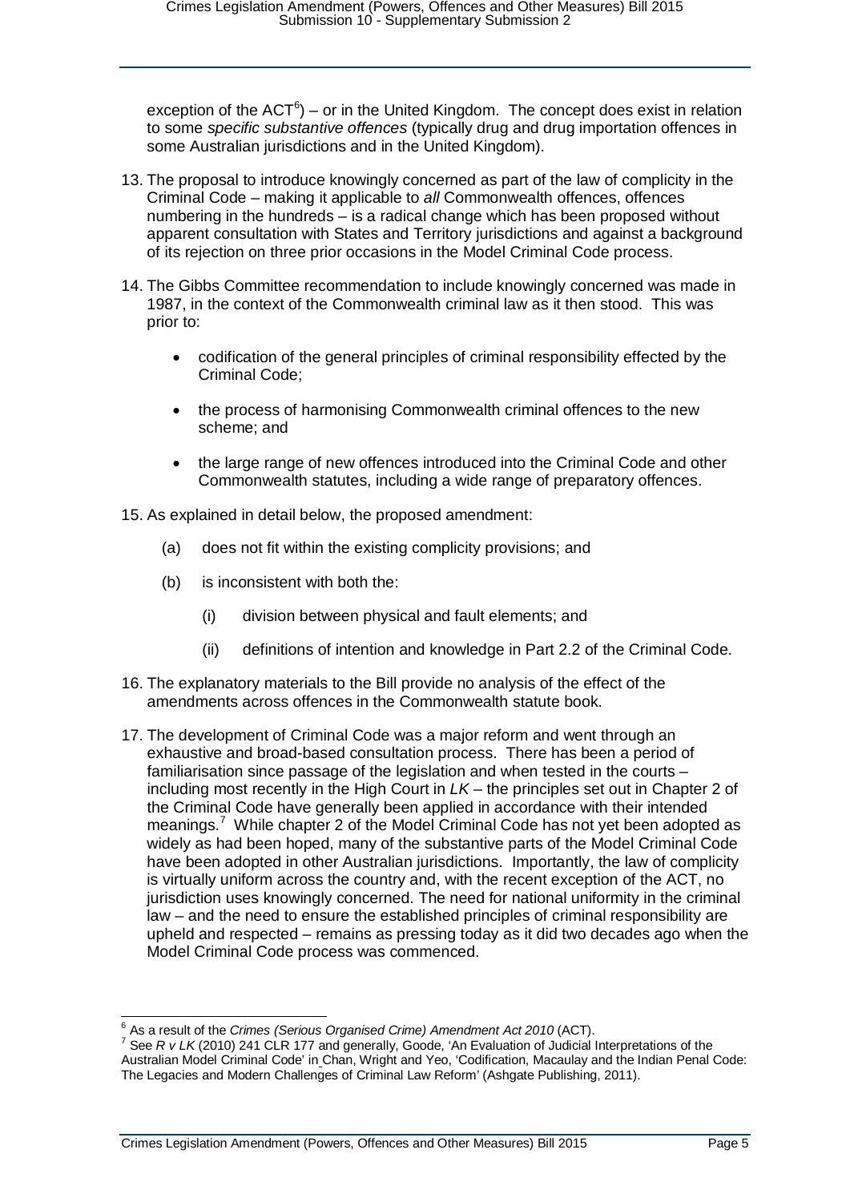exception of the ACT[6]) – or in the United Kingdom. The concept does exist in relation to some *specific substantive offences* (typically drug and drug importation offences in some Australian jurisdictions and in the United Kingdom).

13. The proposal to introduce knowingly concerned as part of the law of complicity in the Criminal Code – making it applicable to *all* Commonwealth offences, offences numbering in the hundreds – is a radical change which has been proposed without apparent consultation with States and Territory jurisdictions and against a background of its rejection on three prior occasions in the Model Criminal Code process.

14. The Gibbs Committee recommendation to include knowingly concerned was made in 1987, in the context of the Commonwealth criminal law as it then stood. This was prior to:

    - codification of the general principles of criminal responsibility effected by the Criminal Code;
    - the process of harmonising Commonwealth criminal offences to the new scheme; and
    - the large range of new offences introduced into the Criminal Code and other Commonwealth statutes, including a wide range of preparatory offences.

15. As explained in detail below, the proposed amendment:

    (a) does not fit within the existing complicity provisions; and

    (b) is inconsistent with both the:

    (i) division between physical and fault elements; and

    (ii) definitions of intention and knowledge in Part 2.2 of the Criminal Code.

16. The explanatory materials to the Bill provide no analysis of the effect of the amendments across offences in the Commonwealth statute book.

17. The development of Criminal Code was a major reform and went through an exhaustive and broad-based consultation process. There has been a period of familiarisation since passage of the legislation and when tested in the courts – including most recently in the High Court in *LK* – the principles set out in Chapter 2 of the Criminal Code have generally been applied in accordance with their intended meanings.[7] While chapter 2 of the Model Criminal Code has not yet been adopted as widely as had been hoped, many of the substantive parts of the Model Criminal Code have been adopted in other Australian jurisdictions. Importantly, the law of complicity is virtually uniform across the country and, with the recent exception of the ACT, no jurisdiction uses knowingly concerned. The need for national uniformity in the criminal law – and the need to ensure the established principles of criminal responsibility are upheld and respected – remains as pressing today as it did two decades ago when the Model Criminal Code process was commenced.

---

[6] As a result of the *Crimes (Serious Organised Crime) Amendment Act 2010* (ACT).

[7] See *R v LK* (2010) 241 CLR 177 and generally, Goode, 'An Evaluation of Judicial Interpretations of the Australian Model Criminal Code' in Chan, Wright and Yeo, 'Codification, Macaulay and the Indian Penal Code: The Legacies and Modern Challenges of Criminal Law Reform' (Ashgate Publishing, 2011).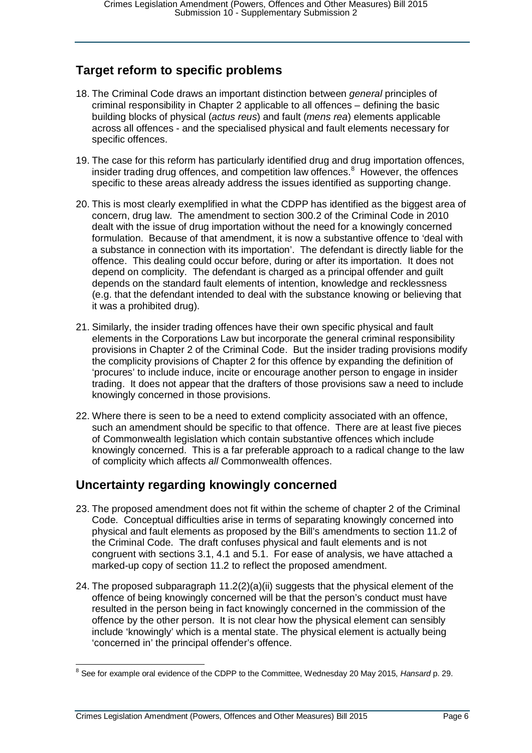## Target reform to specific problems

18. The Criminal Code draws an important distinction between *general* principles of criminal responsibility in Chapter 2 applicable to all offences – defining the basic building blocks of physical (*actus reus*) and fault (*mens rea*) elements applicable across all offences - and the specialised physical and fault elements necessary for specific offences.

19. The case for this reform has particularly identified drug and drug importation offences, insider trading drug offences, and competition law offences.[8] However, the offences specific to these areas already address the issues identified as supporting change.

20. This is most clearly exemplified in what the CDPP has identified as the biggest area of concern, drug law. The amendment to section 300.2 of the Criminal Code in 2010 dealt with the issue of drug importation without the need for a knowingly concerned formulation. Because of that amendment, it is now a substantive offence to 'deal with a substance in connection with its importation'. The defendant is directly liable for the offence. This dealing could occur before, during or after its importation. It does not depend on complicity. The defendant is charged as a principal offender and guilt depends on the standard fault elements of intention, knowledge and recklessness (e.g. that the defendant intended to deal with the substance knowing or believing that it was a prohibited drug).

21. Similarly, the insider trading offences have their own specific physical and fault elements in the Corporations Law but incorporate the general criminal responsibility provisions in Chapter 2 of the Criminal Code. But the insider trading provisions modify the complicity provisions of Chapter 2 for this offence by expanding the definition of 'procures' to include induce, incite or encourage another person to engage in insider trading. It does not appear that the drafters of those provisions saw a need to include knowingly concerned in those provisions.

22. Where there is seen to be a need to extend complicity associated with an offence, such an amendment should be specific to that offence. There are at least five pieces of Commonwealth legislation which contain substantive offences which include knowingly concerned. This is a far preferable approach to a radical change to the law of complicity which affects *all* Commonwealth offences.

## Uncertainty regarding knowingly concerned

23. The proposed amendment does not fit within the scheme of chapter 2 of the Criminal Code. Conceptual difficulties arise in terms of separating knowingly concerned into physical and fault elements as proposed by the Bill's amendments to section 11.2 of the Criminal Code. The draft confuses physical and fault elements and is not congruent with sections 3.1, 4.1 and 5.1. For ease of analysis, we have attached a marked-up copy of section 11.2 to reflect the proposed amendment.

24. The proposed subparagraph 11.2(2)(a)(ii) suggests that the physical element of the offence of being knowingly concerned will be that the person's conduct must have resulted in the person being in fact knowingly concerned in the commission of the offence by the other person. It is not clear how the physical element can sensibly include 'knowingly' which is a mental state. The physical element is actually being 'concerned in' the principal offender's offence.

[8] See for example oral evidence of the CDPP to the Committee, Wednesday 20 May 2015, *Hansard* p. 29.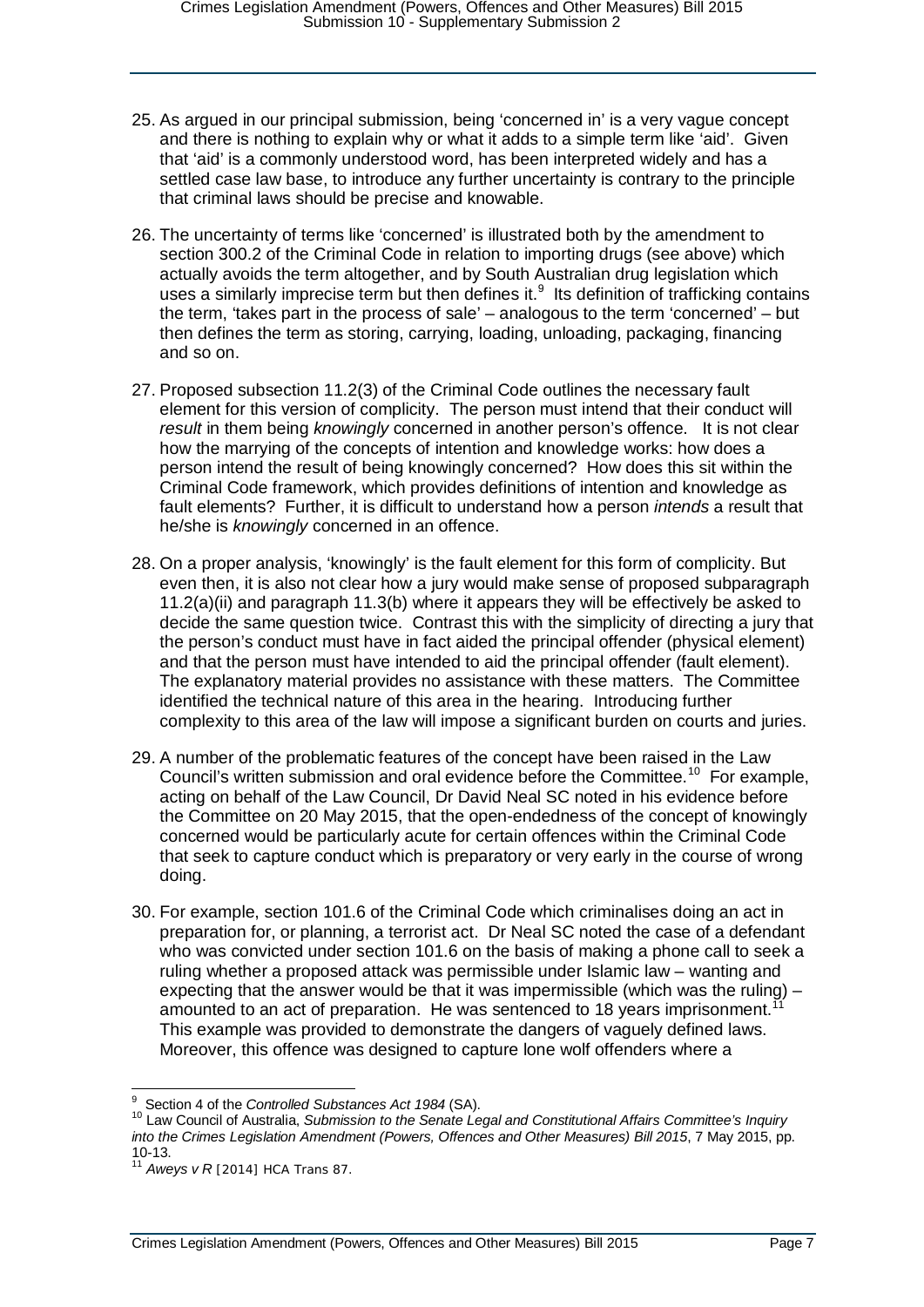25. As argued in our principal submission, being 'concerned in' is a very vague concept and there is nothing to explain why or what it adds to a simple term like 'aid'. Given that 'aid' is a commonly understood word, has been interpreted widely and has a settled case law base, to introduce any further uncertainty is contrary to the principle that criminal laws should be precise and knowable.

26. The uncertainty of terms like 'concerned' is illustrated both by the amendment to section 300.2 of the Criminal Code in relation to importing drugs (see above) which actually avoids the term altogether, and by South Australian drug legislation which uses a similarly imprecise term but then defines it.[9] Its definition of trafficking contains the term, 'takes part in the process of sale' – analogous to the term 'concerned' – but then defines the term as storing, carrying, loading, unloading, packaging, financing and so on.

27. Proposed subsection 11.2(3) of the Criminal Code outlines the necessary fault element for this version of complicity. The person must intend that their conduct will *result* in them being *knowingly* concerned in another person's offence. It is not clear how the marrying of the concepts of intention and knowledge works: how does a person intend the result of being knowingly concerned? How does this sit within the Criminal Code framework, which provides definitions of intention and knowledge as fault elements? Further, it is difficult to understand how a person *intends* a result that he/she is *knowingly* concerned in an offence.

28. On a proper analysis, 'knowingly' is the fault element for this form of complicity. But even then, it is also not clear how a jury would make sense of proposed subparagraph 11.2(a)(ii) and paragraph 11.3(b) where it appears they will be effectively be asked to decide the same question twice. Contrast this with the simplicity of directing a jury that the person's conduct must have in fact aided the principal offender (physical element) and that the person must have intended to aid the principal offender (fault element). The explanatory material provides no assistance with these matters. The Committee identified the technical nature of this area in the hearing. Introducing further complexity to this area of the law will impose a significant burden on courts and juries.

29. A number of the problematic features of the concept have been raised in the Law Council's written submission and oral evidence before the Committee.[10] For example, acting on behalf of the Law Council, Dr David Neal SC noted in his evidence before the Committee on 20 May 2015, that the open-endedness of the concept of knowingly concerned would be particularly acute for certain offences within the Criminal Code that seek to capture conduct which is preparatory or very early in the course of wrong doing.

30. For example, section 101.6 of the Criminal Code which criminalises doing an act in preparation for, or planning, a terrorist act. Dr Neal SC noted the case of a defendant who was convicted under section 101.6 on the basis of making a phone call to seek a ruling whether a proposed attack was permissible under Islamic law – wanting and expecting that the answer would be that it was impermissible (which was the ruling) – amounted to an act of preparation. He was sentenced to 18 years imprisonment.[11] This example was provided to demonstrate the dangers of vaguely defined laws. Moreover, this offence was designed to capture lone wolf offenders where a

---

[9] Section 4 of the *Controlled Substances Act 1984* (SA).

[10] Law Council of Australia, *Submission to the Senate Legal and Constitutional Affairs Committee's Inquiry into the Crimes Legislation Amendment (Powers, Offences and Other Measures) Bill 2015*, 7 May 2015, pp. 10-13.

[11] *Aweys v R* [2014] HCA Trans 87.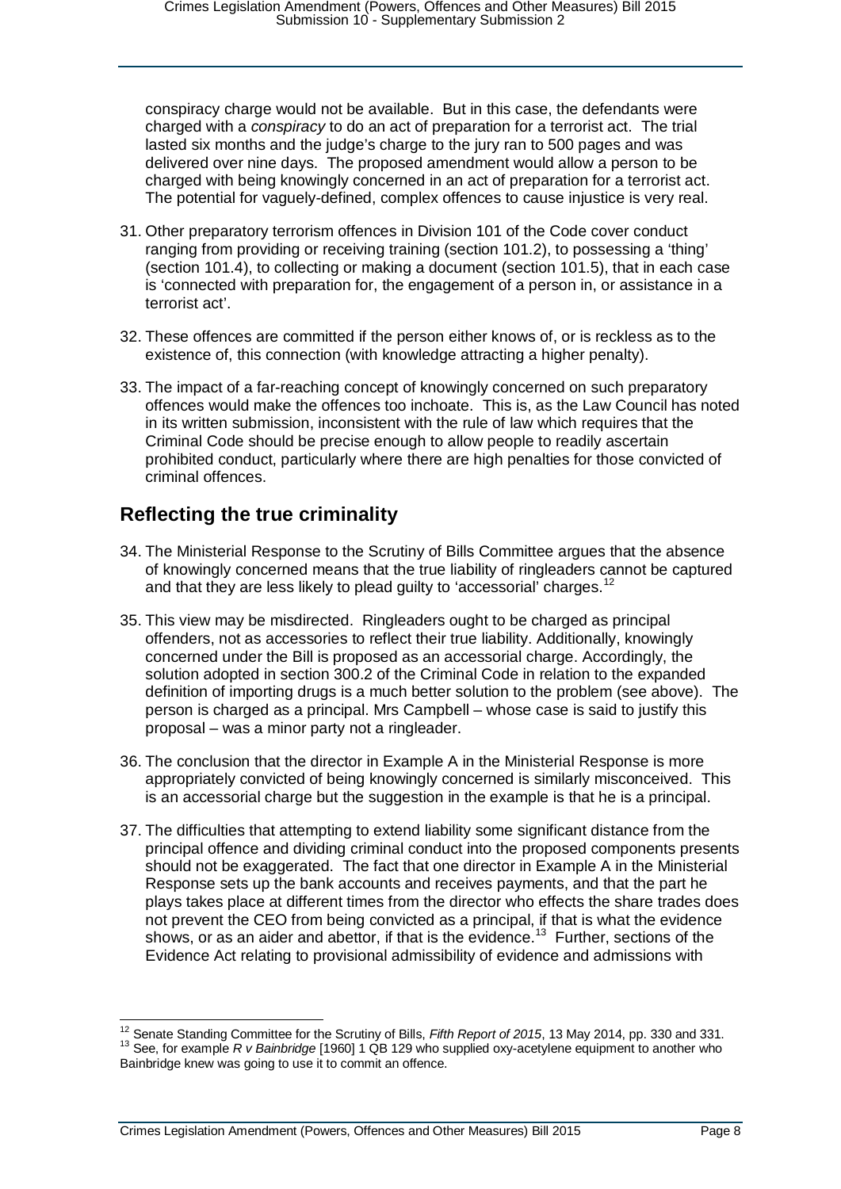conspiracy charge would not be available. But in this case, the defendants were charged with a *conspiracy* to do an act of preparation for a terrorist act. The trial lasted six months and the judge's charge to the jury ran to 500 pages and was delivered over nine days. The proposed amendment would allow a person to be charged with being knowingly concerned in an act of preparation for a terrorist act. The potential for vaguely-defined, complex offences to cause injustice is very real.

31. Other preparatory terrorism offences in Division 101 of the Code cover conduct ranging from providing or receiving training (section 101.2), to possessing a 'thing' (section 101.4), to collecting or making a document (section 101.5), that in each case is 'connected with preparation for, the engagement of a person in, or assistance in a terrorist act'.

32. These offences are committed if the person either knows of, or is reckless as to the existence of, this connection (with knowledge attracting a higher penalty).

33. The impact of a far-reaching concept of knowingly concerned on such preparatory offences would make the offences too inchoate. This is, as the Law Council has noted in its written submission, inconsistent with the rule of law which requires that the Criminal Code should be precise enough to allow people to readily ascertain prohibited conduct, particularly where there are high penalties for those convicted of criminal offences.

## Reflecting the true criminality

34. The Ministerial Response to the Scrutiny of Bills Committee argues that the absence of knowingly concerned means that the true liability of ringleaders cannot be captured and that they are less likely to plead guilty to 'accessorial' charges.[12]

35. This view may be misdirected. Ringleaders ought to be charged as principal offenders, not as accessories to reflect their true liability. Additionally, knowingly concerned under the Bill is proposed as an accessorial charge. Accordingly, the solution adopted in section 300.2 of the Criminal Code in relation to the expanded definition of importing drugs is a much better solution to the problem (see above). The person is charged as a principal. Mrs Campbell – whose case is said to justify this proposal – was a minor party not a ringleader.

36. The conclusion that the director in Example A in the Ministerial Response is more appropriately convicted of being knowingly concerned is similarly misconceived. This is an accessorial charge but the suggestion in the example is that he is a principal.

37. The difficulties that attempting to extend liability some significant distance from the principal offence and dividing criminal conduct into the proposed components presents should not be exaggerated. The fact that one director in Example A in the Ministerial Response sets up the bank accounts and receives payments, and that the part he plays takes place at different times from the director who effects the share trades does not prevent the CEO from being convicted as a principal, if that is what the evidence shows, or as an aider and abettor, if that is the evidence.[13] Further, sections of the Evidence Act relating to provisional admissibility of evidence and admissions with

---

[12] Senate Standing Committee for the Scrutiny of Bills, *Fifth Report of 2015*, 13 May 2014, pp. 330 and 331.

[13] See, for example *R v Bainbridge* [1960] 1 QB 129 who supplied oxy-acetylene equipment to another who Bainbridge knew was going to use it to commit an offence.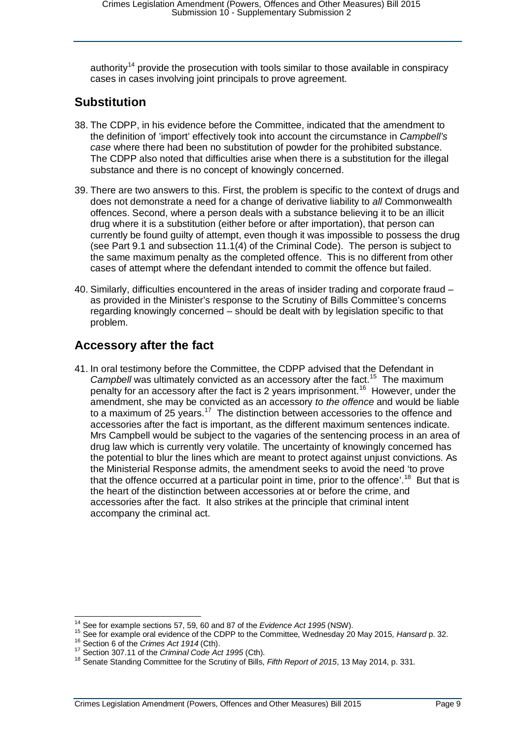authority[14] provide the prosecution with tools similar to those available in conspiracy cases in cases involving joint principals to prove agreement.

## Substitution

38. The CDPP, in his evidence before the Committee, indicated that the amendment to the definition of 'import' effectively took into account the circumstance in *Campbell's case* where there had been no substitution of powder for the prohibited substance. The CDPP also noted that difficulties arise when there is a substitution for the illegal substance and there is no concept of knowingly concerned.

39. There are two answers to this. First, the problem is specific to the context of drugs and does not demonstrate a need for a change of derivative liability to *all* Commonwealth offences. Second, where a person deals with a substance believing it to be an illicit drug where it is a substitution (either before or after importation), that person can currently be found guilty of attempt, even though it was impossible to possess the drug (see Part 9.1 and subsection 11.1(4) of the Criminal Code). The person is subject to the same maximum penalty as the completed offence. This is no different from other cases of attempt where the defendant intended to commit the offence but failed.

40. Similarly, difficulties encountered in the areas of insider trading and corporate fraud – as provided in the Minister's response to the Scrutiny of Bills Committee's concerns regarding knowingly concerned – should be dealt with by legislation specific to that problem.

## Accessory after the fact

41. In oral testimony before the Committee, the CDPP advised that the Defendant in *Campbell* was ultimately convicted as an accessory after the fact.[15] The maximum penalty for an accessory after the fact is 2 years imprisonment.[16] However, under the amendment, she may be convicted as an accessory *to the offence* and would be liable to a maximum of 25 years.[17] The distinction between accessories to the offence and accessories after the fact is important, as the different maximum sentences indicate. Mrs Campbell would be subject to the vagaries of the sentencing process in an area of drug law which is currently very volatile. The uncertainty of knowingly concerned has the potential to blur the lines which are meant to protect against unjust convictions. As the Ministerial Response admits, the amendment seeks to avoid the need 'to prove that the offence occurred at a particular point in time, prior to the offence'.[18] But that is the heart of the distinction between accessories at or before the crime, and accessories after the fact. It also strikes at the principle that criminal intent accompany the criminal act.

---

[14] See for example sections 57, 59, 60 and 87 of the *Evidence Act 1995* (NSW).

[15] See for example oral evidence of the CDPP to the Committee, Wednesday 20 May 2015, *Hansard* p. 32.

[16] Section 6 of the *Crimes Act 1914* (Cth).

[17] Section 307.11 of the *Criminal Code Act 1995* (Cth).

[18] Senate Standing Committee for the Scrutiny of Bills, *Fifth Report of 2015*, 13 May 2014, p. 331.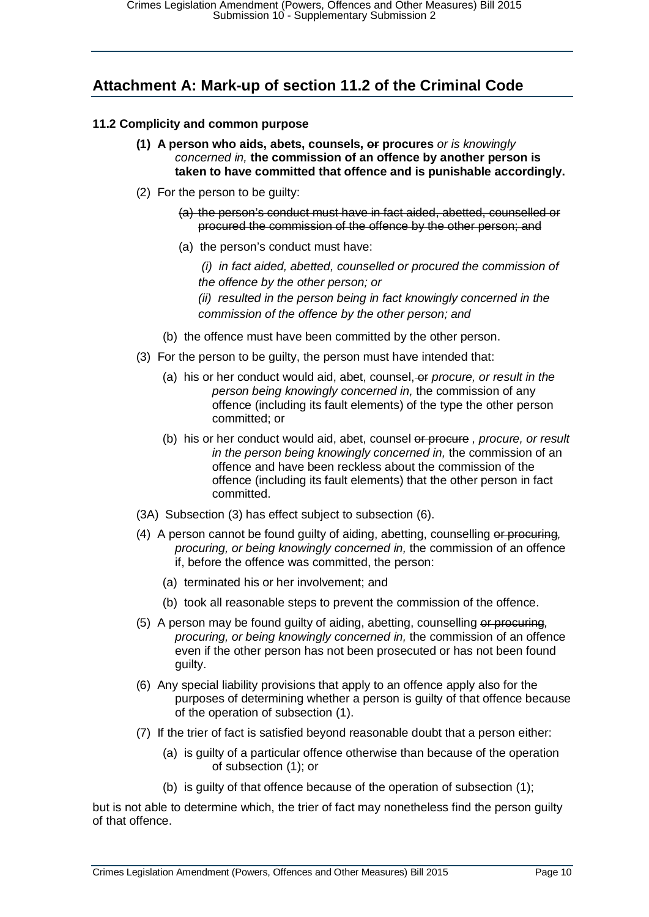## Attachment A: Mark-up of section 11.2 of the Criminal Code

**11.2 Complicity and common purpose**

**(1) A person who aids, abets, counsels, ~~or~~ procures** *or is knowingly concerned in,* **the commission of an offence by another person is taken to have committed that offence and is punishable accordingly.**

(2) For the person to be guilty:

~~(a) the person's conduct must have in fact aided, abetted, counselled or procured the commission of the offence by the other person; and~~

(a) the person's conduct must have:

*(i) in fact aided, abetted, counselled or procured the commission of the offence by the other person; or*

*(ii) resulted in the person being in fact knowingly concerned in the commission of the offence by the other person; and*

(b) the offence must have been committed by the other person.

(3) For the person to be guilty, the person must have intended that:

(a) his or her conduct would aid, abet, counsel, ~~or~~ *procure, or result in the person being knowingly concerned in,* the commission of any offence (including its fault elements) of the type the other person committed; or

(b) his or her conduct would aid, abet, counsel ~~or procure~~ *, procure, or result in the person being knowingly concerned in,* the commission of an offence and have been reckless about the commission of the offence (including its fault elements) that the other person in fact committed.

(3A) Subsection (3) has effect subject to subsection (6).

(4) A person cannot be found guilty of aiding, abetting, counselling ~~or procuring~~*, procuring, or being knowingly concerned in,* the commission of an offence if, before the offence was committed, the person:

(a) terminated his or her involvement; and

(b) took all reasonable steps to prevent the commission of the offence.

(5) A person may be found guilty of aiding, abetting, counselling ~~or procuring~~*, procuring, or being knowingly concerned in,* the commission of an offence even if the other person has not been prosecuted or has not been found guilty.

(6) Any special liability provisions that apply to an offence apply also for the purposes of determining whether a person is guilty of that offence because of the operation of subsection (1).

(7) If the trier of fact is satisfied beyond reasonable doubt that a person either:

(a) is guilty of a particular offence otherwise than because of the operation of subsection (1); or

(b) is guilty of that offence because of the operation of subsection (1);

but is not able to determine which, the trier of fact may nonetheless find the person guilty of that offence.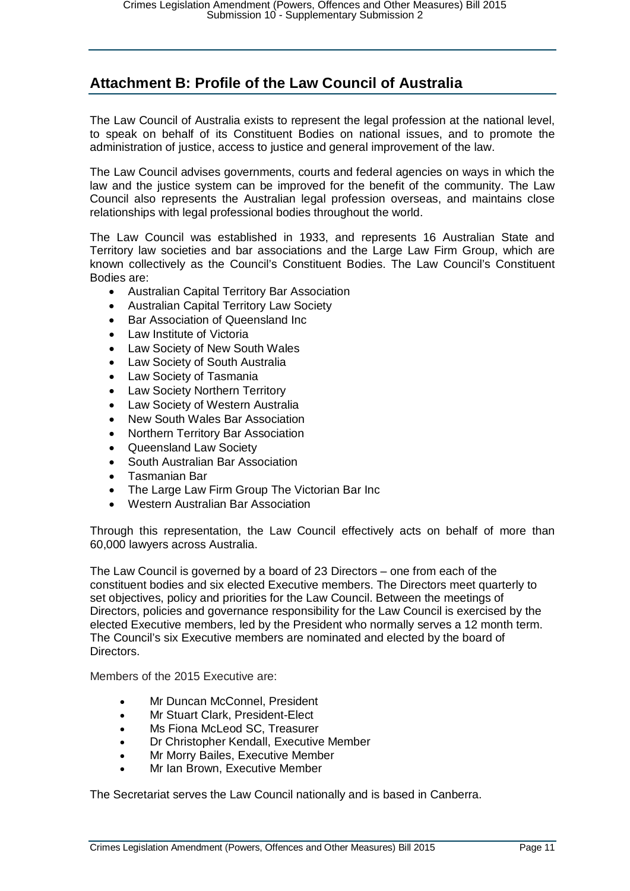## Attachment B: Profile of the Law Council of Australia

The Law Council of Australia exists to represent the legal profession at the national level, to speak on behalf of its Constituent Bodies on national issues, and to promote the administration of justice, access to justice and general improvement of the law.

The Law Council advises governments, courts and federal agencies on ways in which the law and the justice system can be improved for the benefit of the community. The Law Council also represents the Australian legal profession overseas, and maintains close relationships with legal professional bodies throughout the world.

The Law Council was established in 1933, and represents 16 Australian State and Territory law societies and bar associations and the Large Law Firm Group, which are known collectively as the Council's Constituent Bodies. The Law Council's Constituent Bodies are:

- Australian Capital Territory Bar Association
- Australian Capital Territory Law Society
- Bar Association of Queensland Inc
- Law Institute of Victoria
- Law Society of New South Wales
- Law Society of South Australia
- Law Society of Tasmania
- Law Society Northern Territory
- Law Society of Western Australia
- New South Wales Bar Association
- Northern Territory Bar Association
- Queensland Law Society
- South Australian Bar Association
- Tasmanian Bar
- The Large Law Firm Group The Victorian Bar Inc
- Western Australian Bar Association

Through this representation, the Law Council effectively acts on behalf of more than 60,000 lawyers across Australia.

The Law Council is governed by a board of 23 Directors – one from each of the constituent bodies and six elected Executive members. The Directors meet quarterly to set objectives, policy and priorities for the Law Council. Between the meetings of Directors, policies and governance responsibility for the Law Council is exercised by the elected Executive members, led by the President who normally serves a 12 month term. The Council's six Executive members are nominated and elected by the board of Directors.

Members of the 2015 Executive are:

- Mr Duncan McConnel, President
- Mr Stuart Clark, President-Elect
- Ms Fiona McLeod SC, Treasurer
- Dr Christopher Kendall, Executive Member
- Mr Morry Bailes, Executive Member
- Mr Ian Brown, Executive Member

The Secretariat serves the Law Council nationally and is based in Canberra.